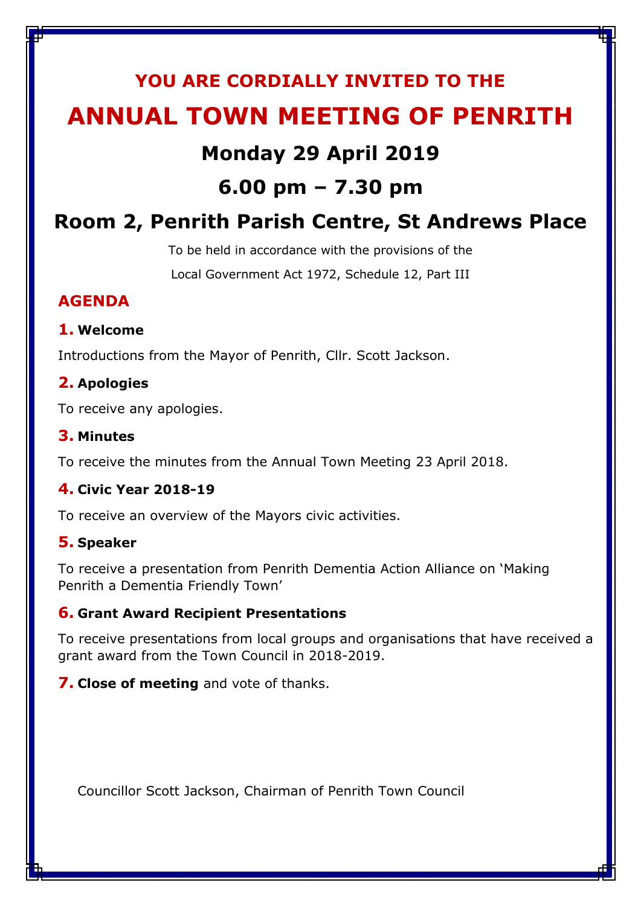## YOU ARE CORDIALLY INVITED TO THE

# ANNUAL TOWN MEETING OF PENRITH

## Monday 29 April 2019

## 6.00 pm – 7.30 pm

## Room 2, Penrith Parish Centre, St Andrews Place

To be held in accordance with the provisions of the

Local Government Act 1972, Schedule 12, Part III

### AGENDA

**1. Welcome**

Introductions from the Mayor of Penrith, Cllr. Scott Jackson.

**2. Apologies**

To receive any apologies.

**3. Minutes**

To receive the minutes from the Annual Town Meeting 23 April 2018.

**4. Civic Year 2018-19**

To receive an overview of the Mayors civic activities.

**5. Speaker**

To receive a presentation from Penrith Dementia Action Alliance on 'Making Penrith a Dementia Friendly Town'

**6. Grant Award Recipient Presentations**

To receive presentations from local groups and organisations that have received a grant award from the Town Council in 2018-2019.

**7. Close of meeting** and vote of thanks.

Councillor Scott Jackson, Chairman of Penrith Town Council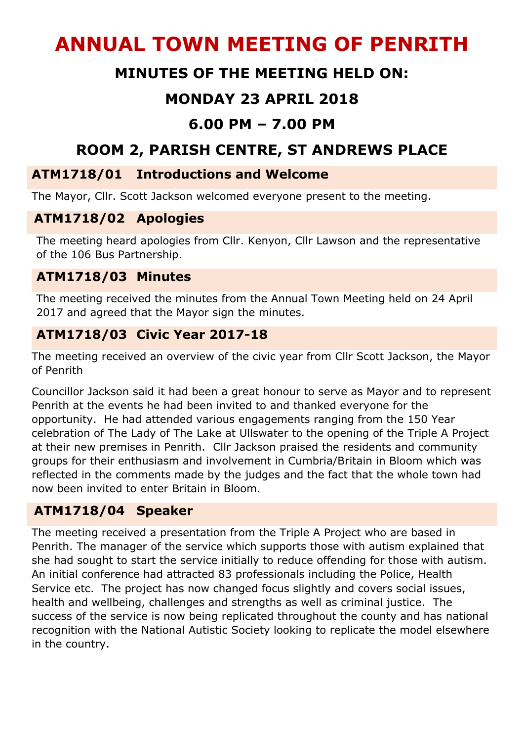# ANNUAL TOWN MEETING OF PENRITH

## MINUTES OF THE MEETING HELD ON:

## MONDAY 23 APRIL 2018

## 6.00 PM – 7.00 PM

## ROOM 2, PARISH CENTRE, ST ANDREWS PLACE

### ATM1718/01 Introductions and Welcome

The Mayor, Cllr. Scott Jackson welcomed everyone present to the meeting.

### ATM1718/02 Apologies

The meeting heard apologies from Cllr. Kenyon, Cllr Lawson and the representative of the 106 Bus Partnership.

### ATM1718/03 Minutes

The meeting received the minutes from the Annual Town Meeting held on 24 April 2017 and agreed that the Mayor sign the minutes.

### ATM1718/03 Civic Year 2017-18

The meeting received an overview of the civic year from Cllr Scott Jackson, the Mayor of Penrith

Councillor Jackson said it had been a great honour to serve as Mayor and to represent Penrith at the events he had been invited to and thanked everyone for the opportunity. He had attended various engagements ranging from the 150 Year celebration of The Lady of The Lake at Ullswater to the opening of the Triple A Project at their new premises in Penrith. Cllr Jackson praised the residents and community groups for their enthusiasm and involvement in Cumbria/Britain in Bloom which was reflected in the comments made by the judges and the fact that the whole town had now been invited to enter Britain in Bloom.

### ATM1718/04 Speaker

The meeting received a presentation from the Triple A Project who are based in Penrith. The manager of the service which supports those with autism explained that she had sought to start the service initially to reduce offending for those with autism. An initial conference had attracted 83 professionals including the Police, Health Service etc. The project has now changed focus slightly and covers social issues, health and wellbeing, challenges and strengths as well as criminal justice. The success of the service is now being replicated throughout the county and has national recognition with the National Autistic Society looking to replicate the model elsewhere in the country.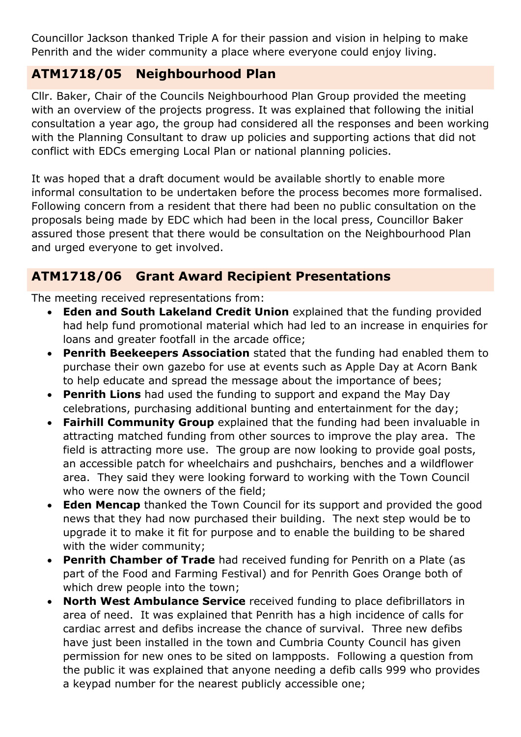Councillor Jackson thanked Triple A for their passion and vision in helping to make Penrith and the wider community a place where everyone could enjoy living.

## ATM1718/05 Neighbourhood Plan

Cllr. Baker, Chair of the Councils Neighbourhood Plan Group provided the meeting with an overview of the projects progress. It was explained that following the initial consultation a year ago, the group had considered all the responses and been working with the Planning Consultant to draw up policies and supporting actions that did not conflict with EDCs emerging Local Plan or national planning policies.

It was hoped that a draft document would be available shortly to enable more informal consultation to be undertaken before the process becomes more formalised. Following concern from a resident that there had been no public consultation on the proposals being made by EDC which had been in the local press, Councillor Baker assured those present that there would be consultation on the Neighbourhood Plan and urged everyone to get involved.

## ATM1718/06 Grant Award Recipient Presentations

The meeting received representations from:

- **Eden and South Lakeland Credit Union** explained that the funding provided had help fund promotional material which had led to an increase in enquiries for loans and greater footfall in the arcade office;
- **Penrith Beekeepers Association** stated that the funding had enabled them to purchase their own gazebo for use at events such as Apple Day at Acorn Bank to help educate and spread the message about the importance of bees;
- **Penrith Lions** had used the funding to support and expand the May Day celebrations, purchasing additional bunting and entertainment for the day;
- **Fairhill Community Group** explained that the funding had been invaluable in attracting matched funding from other sources to improve the play area. The field is attracting more use. The group are now looking to provide goal posts, an accessible patch for wheelchairs and pushchairs, benches and a wildflower area. They said they were looking forward to working with the Town Council who were now the owners of the field;
- **Eden Mencap** thanked the Town Council for its support and provided the good news that they had now purchased their building. The next step would be to upgrade it to make it fit for purpose and to enable the building to be shared with the wider community;
- **Penrith Chamber of Trade** had received funding for Penrith on a Plate (as part of the Food and Farming Festival) and for Penrith Goes Orange both of which drew people into the town;
- **North West Ambulance Service** received funding to place defibrillators in area of need. It was explained that Penrith has a high incidence of calls for cardiac arrest and defibs increase the chance of survival. Three new defibs have just been installed in the town and Cumbria County Council has given permission for new ones to be sited on lampposts. Following a question from the public it was explained that anyone needing a defib calls 999 who provides a keypad number for the nearest publicly accessible one;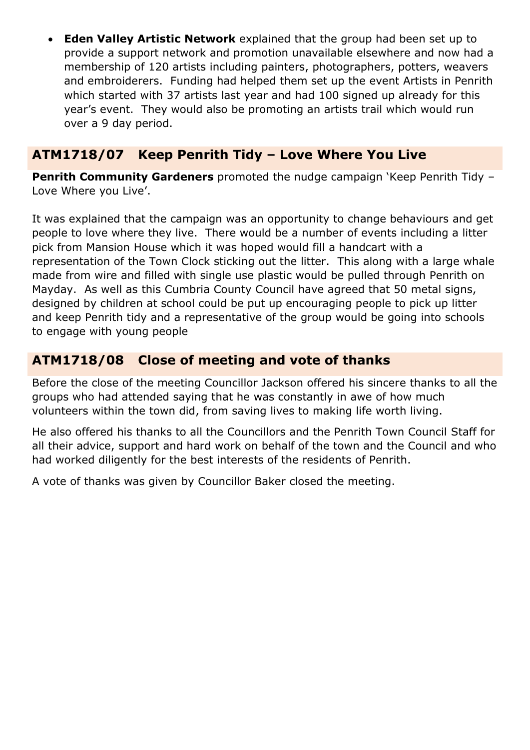- **Eden Valley Artistic Network** explained that the group had been set up to provide a support network and promotion unavailable elsewhere and now had a membership of 120 artists including painters, photographers, potters, weavers and embroiderers. Funding had helped them set up the event Artists in Penrith which started with 37 artists last year and had 100 signed up already for this year's event. They would also be promoting an artists trail which would run over a 9 day period.

## ATM1718/07 Keep Penrith Tidy – Love Where You Live

**Penrith Community Gardeners** promoted the nudge campaign 'Keep Penrith Tidy – Love Where you Live'.

It was explained that the campaign was an opportunity to change behaviours and get people to love where they live. There would be a number of events including a litter pick from Mansion House which it was hoped would fill a handcart with a representation of the Town Clock sticking out the litter. This along with a large whale made from wire and filled with single use plastic would be pulled through Penrith on Mayday. As well as this Cumbria County Council have agreed that 50 metal signs, designed by children at school could be put up encouraging people to pick up litter and keep Penrith tidy and a representative of the group would be going into schools to engage with young people

## ATM1718/08 Close of meeting and vote of thanks

Before the close of the meeting Councillor Jackson offered his sincere thanks to all the groups who had attended saying that he was constantly in awe of how much volunteers within the town did, from saving lives to making life worth living.

He also offered his thanks to all the Councillors and the Penrith Town Council Staff for all their advice, support and hard work on behalf of the town and the Council and who had worked diligently for the best interests of the residents of Penrith.

A vote of thanks was given by Councillor Baker closed the meeting.